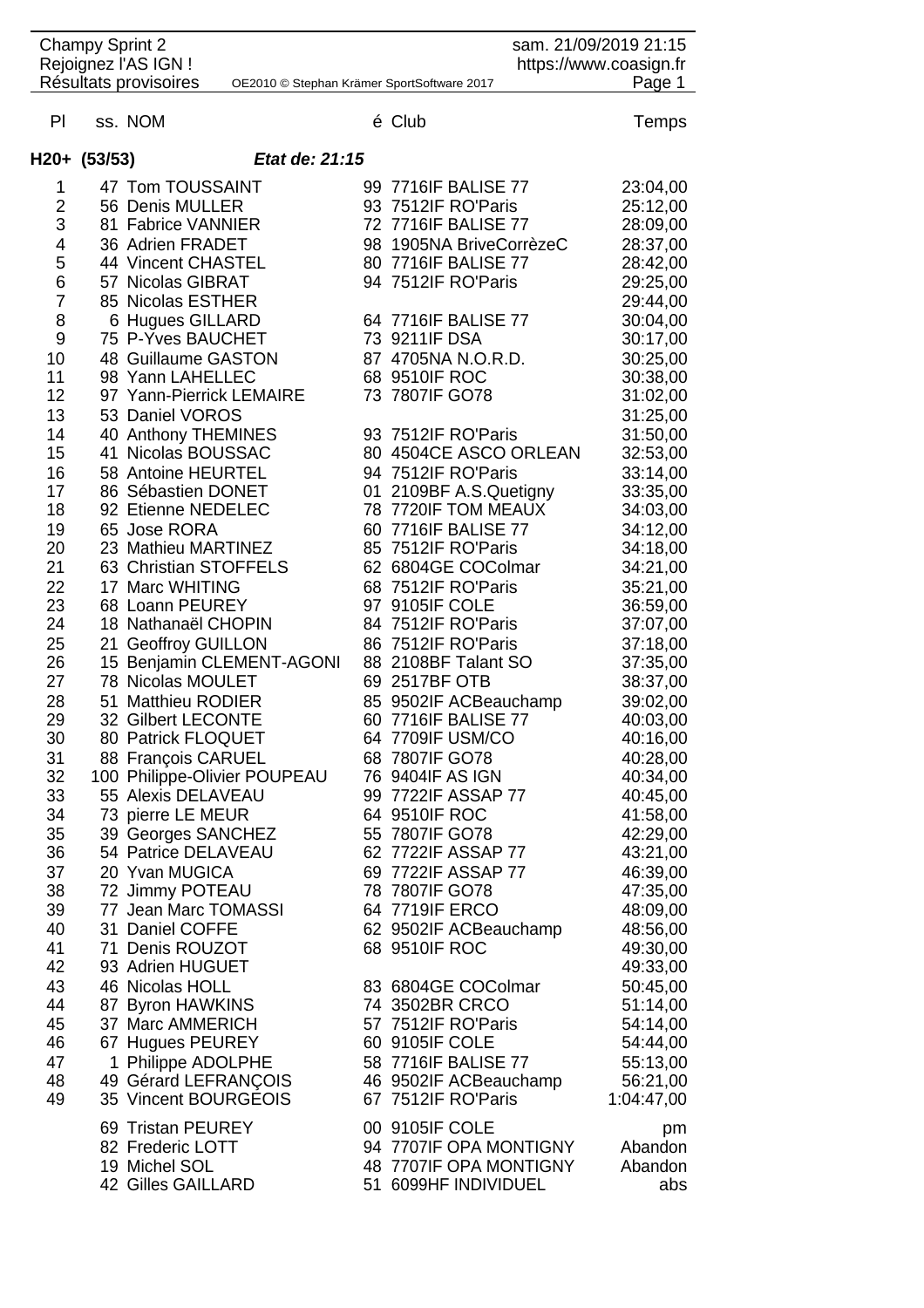Champy Sprint 2
Rejoignez l'AS IGN !
Résultats provisoires    OE2010 © Stephan Krämer SportSoftware 2017

sam. 21/09/2019 21:15
https://www.coasign.fr

## H20+ (53/53) *Etat de: 21:15*

| Pl | ss. | NOM | é | Club | Temps |
|---|---|---|---|---|---|
| 1 | 47 | Tom TOUSSAINT | 99 | 7716IF BALISE 77 | 23:04,00 |
| 2 | 56 | Denis MULLER | 93 | 7512IF RO'Paris | 25:12,00 |
| 3 | 81 | Fabrice VANNIER | 72 | 7716IF BALISE 77 | 28:09,00 |
| 4 | 36 | Adrien FRADET | 98 | 1905NA BriveCorrèzeC | 28:37,00 |
| 5 | 44 | Vincent CHASTEL | 80 | 7716IF BALISE 77 | 28:42,00 |
| 6 | 57 | Nicolas GIBRAT | 94 | 7512IF RO'Paris | 29:25,00 |
| 7 | 85 | Nicolas ESTHER | | | 29:44,00 |
| 8 | 6 | Hugues GILLARD | 64 | 7716IF BALISE 77 | 30:04,00 |
| 9 | 75 | P-Yves BAUCHET | 73 | 9211IF DSA | 30:17,00 |
| 10 | 48 | Guillaume GASTON | 87 | 4705NA N.O.R.D. | 30:25,00 |
| 11 | 98 | Yann LAHELLEC | 68 | 9510IF ROC | 30:38,00 |
| 12 | 97 | Yann-Pierrick LEMAIRE | 73 | 7807IF GO78 | 31:02,00 |
| 13 | 53 | Daniel VOROS | | | 31:25,00 |
| 14 | 40 | Anthony THEMINES | 93 | 7512IF RO'Paris | 31:50,00 |
| 15 | 41 | Nicolas BOUSSAC | 80 | 4504CE ASCO ORLEAN | 32:53,00 |
| 16 | 58 | Antoine HEURTEL | 94 | 7512IF RO'Paris | 33:14,00 |
| 17 | 86 | Sébastien DONET | 01 | 2109BF A.S.Quetigny | 33:35,00 |
| 18 | 92 | Etienne NEDELEC | 78 | 7720IF TOM MEAUX | 34:03,00 |
| 19 | 65 | Jose RORA | 60 | 7716IF BALISE 77 | 34:12,00 |
| 20 | 23 | Mathieu MARTINEZ | 85 | 7512IF RO'Paris | 34:18,00 |
| 21 | 63 | Christian STOFFELS | 62 | 6804GE COColmar | 34:21,00 |
| 22 | 17 | Marc WHITING | 68 | 7512IF RO'Paris | 35:21,00 |
| 23 | 68 | Loann PEUREY | 97 | 9105IF COLE | 36:59,00 |
| 24 | 18 | Nathanaël CHOPIN | 84 | 7512IF RO'Paris | 37:07,00 |
| 25 | 21 | Geoffroy GUILLON | 86 | 7512IF RO'Paris | 37:18,00 |
| 26 | 15 | Benjamin CLEMENT-AGONI | 88 | 2108BF Talant SO | 37:35,00 |
| 27 | 78 | Nicolas MOULET | 69 | 2517BF OTB | 38:37,00 |
| 28 | 51 | Matthieu RODIER | 85 | 9502IF ACBeauchamp | 39:02,00 |
| 29 | 32 | Gilbert LECONTE | 60 | 7716IF BALISE 77 | 40:03,00 |
| 30 | 80 | Patrick FLOQUET | 64 | 7709IF USM/CO | 40:16,00 |
| 31 | 88 | François CARUEL | 68 | 7807IF GO78 | 40:28,00 |
| 32 | 100 | Philippe-Olivier POUPEAU | 76 | 9404IF AS IGN | 40:34,00 |
| 33 | 55 | Alexis DELAVEAU | 99 | 7722IF ASSAP 77 | 40:45,00 |
| 34 | 73 | pierre LE MEUR | 64 | 9510IF ROC | 41:58,00 |
| 35 | 39 | Georges SANCHEZ | 55 | 7807IF GO78 | 42:29,00 |
| 36 | 54 | Patrice DELAVEAU | 62 | 7722IF ASSAP 77 | 43:21,00 |
| 37 | 20 | Yvan MUGICA | 69 | 7722IF ASSAP 77 | 46:39,00 |
| 38 | 72 | Jimmy POTEAU | 78 | 7807IF GO78 | 47:35,00 |
| 39 | 77 | Jean Marc TOMASSI | 64 | 7719IF ERCO | 48:09,00 |
| 40 | 31 | Daniel COFFE | 62 | 9502IF ACBeauchamp | 48:56,00 |
| 41 | 71 | Denis ROUZOT | 68 | 9510IF ROC | 49:30,00 |
| 42 | 93 | Adrien HUGUET | | | 49:33,00 |
| 43 | 46 | Nicolas HOLL | 83 | 6804GE COColmar | 50:45,00 |
| 44 | 87 | Byron HAWKINS | 74 | 3502BR CRCO | 51:14,00 |
| 45 | 37 | Marc AMMERICH | 57 | 7512IF RO'Paris | 54:14,00 |
| 46 | 67 | Hugues PEUREY | 60 | 9105IF COLE | 54:44,00 |
| 47 | 1 | Philippe ADOLPHE | 58 | 7716IF BALISE 77 | 55:13,00 |
| 48 | 49 | Gérard LEFRANÇOIS | 46 | 9502IF ACBeauchamp | 56:21,00 |
| 49 | 35 | Vincent BOURGEOIS | 67 | 7512IF RO'Paris | 1:04:47,00 |
| | 69 | Tristan PEUREY | 00 | 9105IF COLE | pm |
| | 82 | Frederic LOTT | 94 | 7707IF OPA MONTIGNY | Abandon |
| | 19 | Michel SOL | 48 | 7707IF OPA MONTIGNY | Abandon |
| | 42 | Gilles GAILLARD | 51 | 6099HF INDIVIDUEL | abs |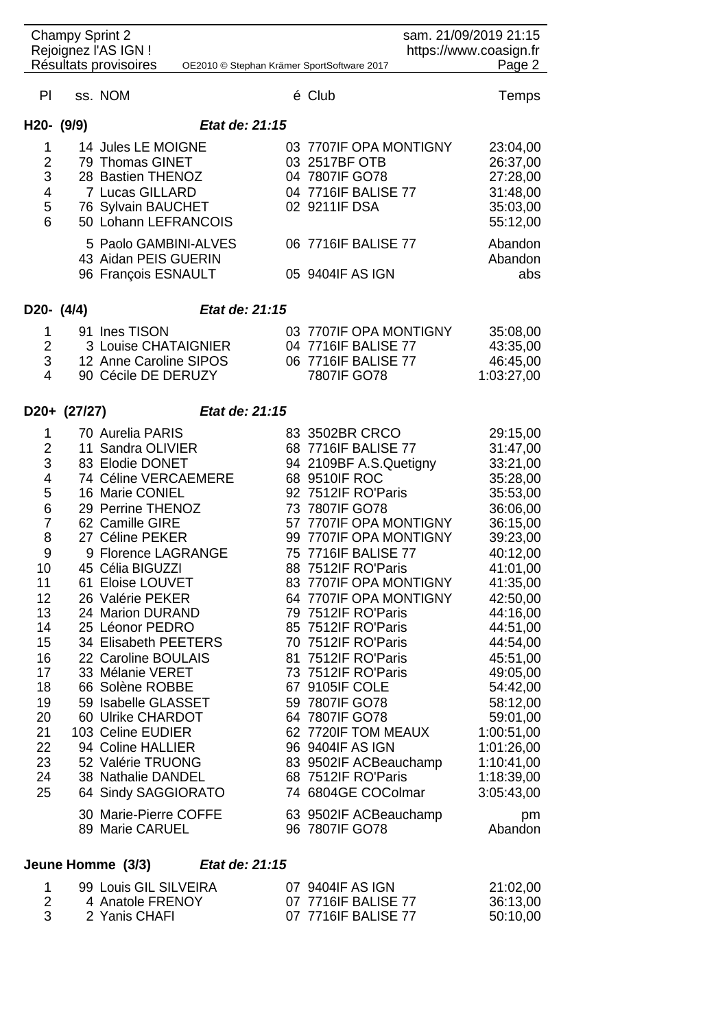| Pl | ss. | NOM | é | Club | Temps |
|---|---|---|---|---|---|

## H20- (9/9) *Etat de: 21:15*

| Pl | ss. | NOM | é | Club | Temps |
|---|---|---|---|---|---|
| 1 | 14 | Jules LE MOIGNE | 03 | 7707IF OPA MONTIGNY | 23:04,00 |
| 2 | 79 | Thomas GINET | 03 | 2517BF OTB | 26:37,00 |
| 3 | 28 | Bastien THENOZ | 04 | 7807IF GO78 | 27:28,00 |
| 4 | 7 | Lucas GILLARD | 04 | 7716IF BALISE 77 | 31:48,00 |
| 5 | 76 | Sylvain BAUCHET | 02 | 9211IF DSA | 35:03,00 |
| 6 | 50 | Lohann LEFRANCOIS | | | 55:12,00 |
| | 5 | Paolo GAMBINI-ALVES | 06 | 7716IF BALISE 77 | Abandon |
| | 43 | Aidan PEIS GUERIN | | | Abandon |
| | 96 | François ESNAULT | 05 | 9404IF AS IGN | abs |

## D20- (4/4) *Etat de: 21:15*

| Pl | ss. | NOM | é | Club | Temps |
|---|---|---|---|---|---|
| 1 | 91 | Ines TISON | 03 | 7707IF OPA MONTIGNY | 35:08,00 |
| 2 | 3 | Louise CHATAIGNIER | 04 | 7716IF BALISE 77 | 43:35,00 |
| 3 | 12 | Anne Caroline SIPOS | 06 | 7716IF BALISE 77 | 46:45,00 |
| 4 | 90 | Cécile DE DERUZY | | 7807IF GO78 | 1:03:27,00 |

## D20+ (27/27) *Etat de: 21:15*

| Pl | ss. | NOM | é | Club | Temps |
|---|---|---|---|---|---|
| 1 | 70 | Aurelia PARIS | 83 | 3502BR CRCO | 29:15,00 |
| 2 | 11 | Sandra OLIVIER | 68 | 7716IF BALISE 77 | 31:47,00 |
| 3 | 83 | Elodie DONET | 94 | 2109BF A.S.Quetigny | 33:21,00 |
| 4 | 74 | Céline VERCAEMERE | 68 | 9510IF ROC | 35:28,00 |
| 5 | 16 | Marie CONIEL | 92 | 7512IF RO'Paris | 35:53,00 |
| 6 | 29 | Perrine THENOZ | 73 | 7807IF GO78 | 36:06,00 |
| 7 | 62 | Camille GIRE | 57 | 7707IF OPA MONTIGNY | 36:15,00 |
| 8 | 27 | Céline PEKER | 99 | 7707IF OPA MONTIGNY | 39:23,00 |
| 9 | 9 | Florence LAGRANGE | 75 | 7716IF BALISE 77 | 40:12,00 |
| 10 | 45 | Célia BIGUZZI | 88 | 7512IF RO'Paris | 41:01,00 |
| 11 | 61 | Eloise LOUVET | 83 | 7707IF OPA MONTIGNY | 41:35,00 |
| 12 | 26 | Valérie PEKER | 64 | 7707IF OPA MONTIGNY | 42:50,00 |
| 13 | 24 | Marion DURAND | 79 | 7512IF RO'Paris | 44:16,00 |
| 14 | 25 | Léonor PEDRO | 85 | 7512IF RO'Paris | 44:51,00 |
| 15 | 34 | Elisabeth PEETERS | 70 | 7512IF RO'Paris | 44:54,00 |
| 16 | 22 | Caroline BOULAIS | 81 | 7512IF RO'Paris | 45:51,00 |
| 17 | 33 | Mélanie VERET | 73 | 7512IF RO'Paris | 49:05,00 |
| 18 | 66 | Solène ROBBE | 67 | 9105IF COLE | 54:42,00 |
| 19 | 59 | Isabelle GLASSET | 59 | 7807IF GO78 | 58:12,00 |
| 20 | 60 | Ulrike CHARDOT | 64 | 7807IF GO78 | 59:01,00 |
| 21 | 103 | Celine EUDIER | 62 | 7720IF TOM MEAUX | 1:00:51,00 |
| 22 | 94 | Coline HALLIER | 96 | 9404IF AS IGN | 1:01:26,00 |
| 23 | 52 | Valérie TRUONG | 83 | 9502IF ACBeauchamp | 1:10:41,00 |
| 24 | 38 | Nathalie DANDEL | 68 | 7512IF RO'Paris | 1:18:39,00 |
| 25 | 64 | Sindy SAGGIORATO | 74 | 6804GE COColmar | 3:05:43,00 |
| | 30 | Marie-Pierre COFFE | 63 | 9502IF ACBeauchamp | pm |
| | 89 | Marie CARUEL | 96 | 7807IF GO78 | Abandon |

## Jeune Homme (3/3) *Etat de: 21:15*

| Pl | ss. | NOM | é | Club | Temps |
|---|---|---|---|---|---|
| 1 | 99 | Louis GIL SILVEIRA | 07 | 9404IF AS IGN | 21:02,00 |
| 2 | 4 | Anatole FRENOY | 07 | 7716IF BALISE 77 | 36:13,00 |
| 3 | 2 | Yanis CHAFI | 07 | 7716IF BALISE 77 | 50:10,00 |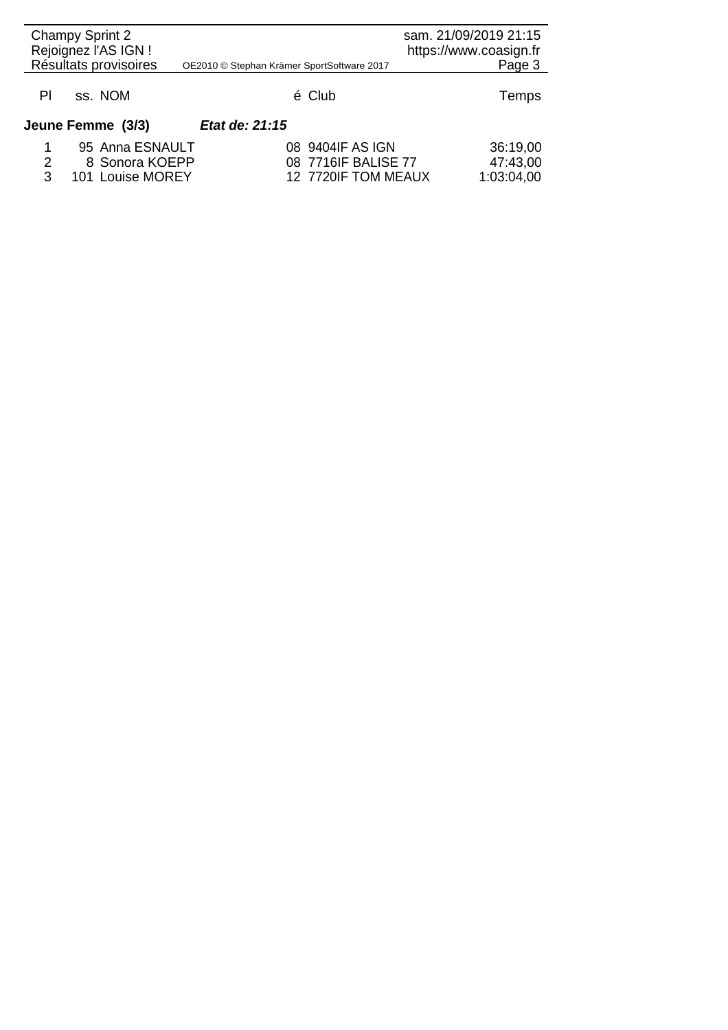| Pl | ss. | NOM | é | Club | Temps |
|---|---|---|---|---|---|

### **Jeune Femme (3/3)** ***Etat de: 21:15***

| Pl | ss. | NOM | é | Club | Temps |
|---|---|---|---|---|---|
| 1 | 95 | Anna ESNAULT | 08 | 9404IF AS IGN | 36:19,00 |
| 2 | 8 | Sonora KOEPP | 08 | 7716IF BALISE 77 | 47:43,00 |
| 3 | 101 | Louise MOREY | 12 | 7720IF TOM MEAUX | 1:03:04,00 |